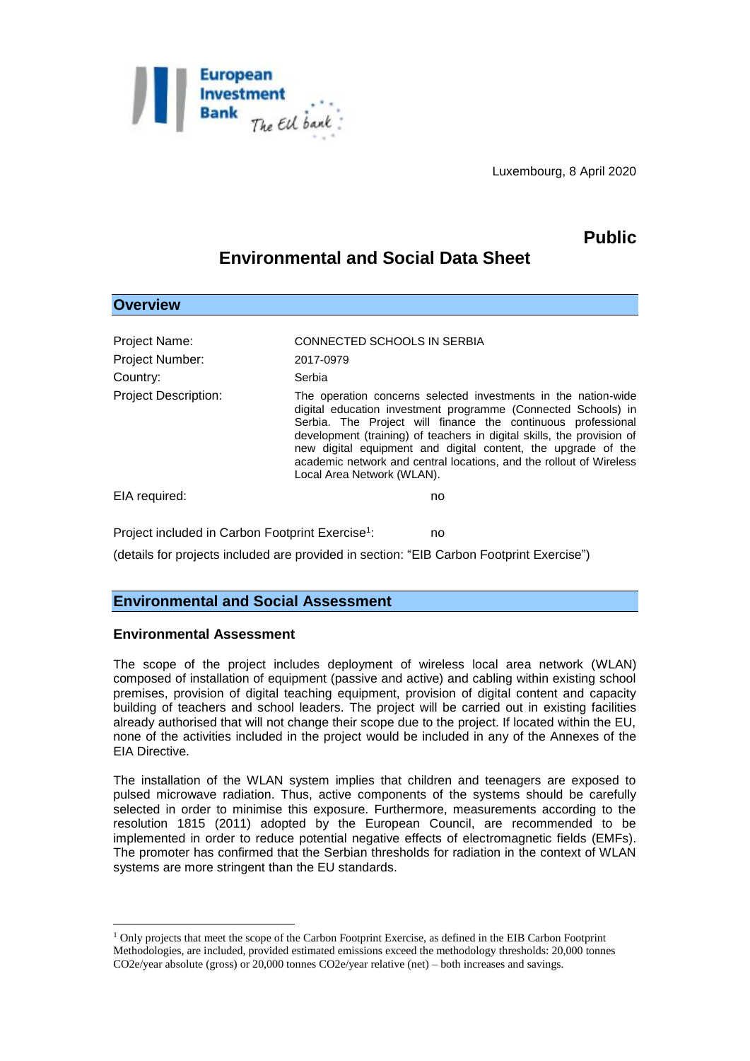Luxembourg, 8 April 2020

**Public**

# Environmental and Social Data Sheet

## Overview

| | |
|---|---|
| Project Name: | CONNECTED SCHOOLS IN SERBIA |
| Project Number: | 2017-0979 |
| Country: | Serbia |
| Project Description: | The operation concerns selected investments in the nation-wide digital education investment programme (Connected Schools) in Serbia. The Project will finance the continuous professional development (training) of teachers in digital skills, the provision of new digital equipment and digital content, the upgrade of the academic network and central locations, and the rollout of Wireless Local Area Network (WLAN). |
| EIA required: | no |

Project included in Carbon Footprint Exercise[1]: no

(details for projects included are provided in section: "EIB Carbon Footprint Exercise")

## Environmental and Social Assessment

### Environmental Assessment

The scope of the project includes deployment of wireless local area network (WLAN) composed of installation of equipment (passive and active) and cabling within existing school premises, provision of digital teaching equipment, provision of digital content and capacity building of teachers and school leaders. The project will be carried out in existing facilities already authorised that will not change their scope due to the project. If located within the EU, none of the activities included in the project would be included in any of the Annexes of the EIA Directive.

The installation of the WLAN system implies that children and teenagers are exposed to pulsed microwave radiation. Thus, active components of the systems should be carefully selected in order to minimise this exposure. Furthermore, measurements according to the resolution 1815 (2011) adopted by the European Council, are recommended to be implemented in order to reduce potential negative effects of electromagnetic fields (EMFs). The promoter has confirmed that the Serbian thresholds for radiation in the context of WLAN systems are more stringent than the EU standards.

---

[1] Only projects that meet the scope of the Carbon Footprint Exercise, as defined in the EIB Carbon Footprint Methodologies, are included, provided estimated emissions exceed the methodology thresholds: 20,000 tonnes $CO_2e$/year absolute (gross) or 20,000 tonnes $CO_2e$/year relative (net) – both increases and savings.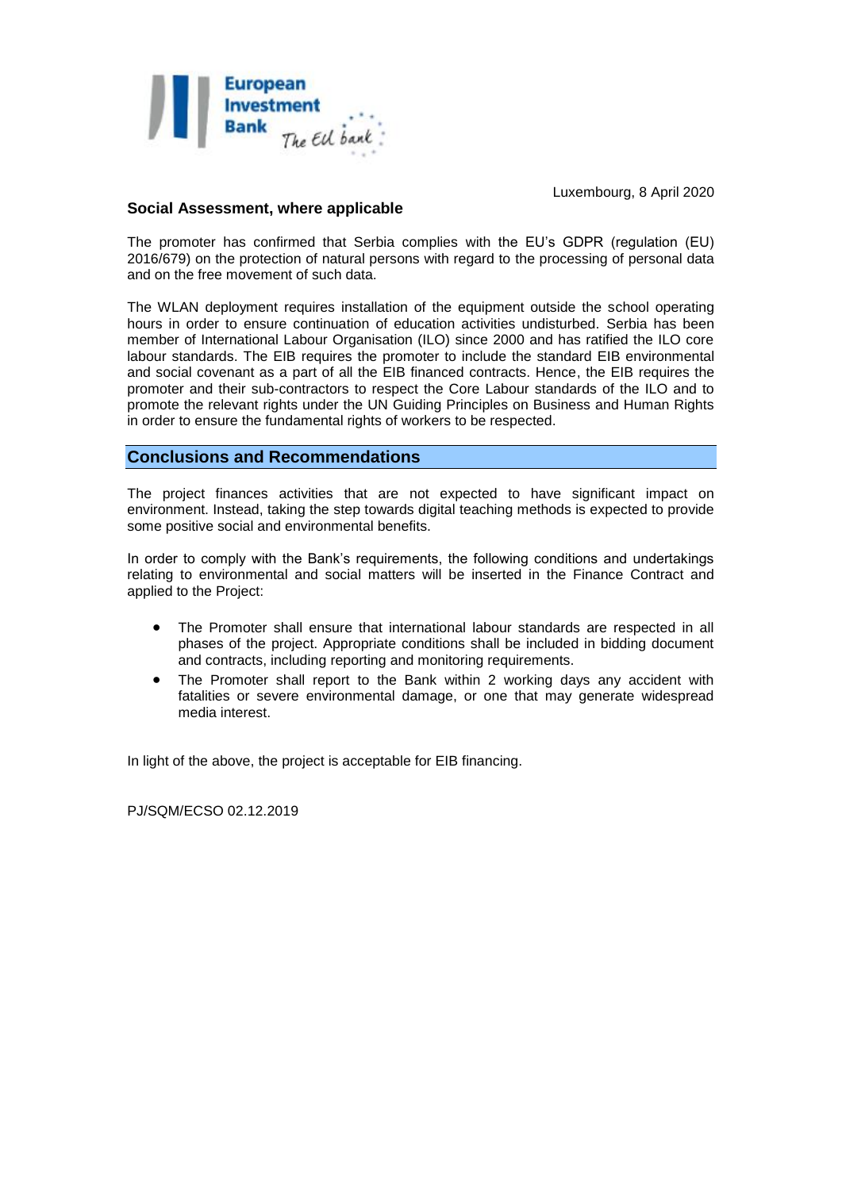Luxembourg, 8 April 2020

**Social Assessment, where applicable**

The promoter has confirmed that Serbia complies with the EU's GDPR (regulation (EU) 2016/679) on the protection of natural persons with regard to the processing of personal data and on the free movement of such data.

The WLAN deployment requires installation of the equipment outside the school operating hours in order to ensure continuation of education activities undisturbed. Serbia has been member of International Labour Organisation (ILO) since 2000 and has ratified the ILO core labour standards. The EIB requires the promoter to include the standard EIB environmental and social covenant as a part of all the EIB financed contracts. Hence, the EIB requires the promoter and their sub-contractors to respect the Core Labour standards of the ILO and to promote the relevant rights under the UN Guiding Principles on Business and Human Rights in order to ensure the fundamental rights of workers to be respected.

## Conclusions and Recommendations

The project finances activities that are not expected to have significant impact on environment. Instead, taking the step towards digital teaching methods is expected to provide some positive social and environmental benefits.

In order to comply with the Bank's requirements, the following conditions and undertakings relating to environmental and social matters will be inserted in the Finance Contract and applied to the Project:

- The Promoter shall ensure that international labour standards are respected in all phases of the project. Appropriate conditions shall be included in bidding document and contracts, including reporting and monitoring requirements.
- The Promoter shall report to the Bank within 2 working days any accident with fatalities or severe environmental damage, or one that may generate widespread media interest.

In light of the above, the project is acceptable for EIB financing.

PJ/SQM/ECSO 02.12.2019